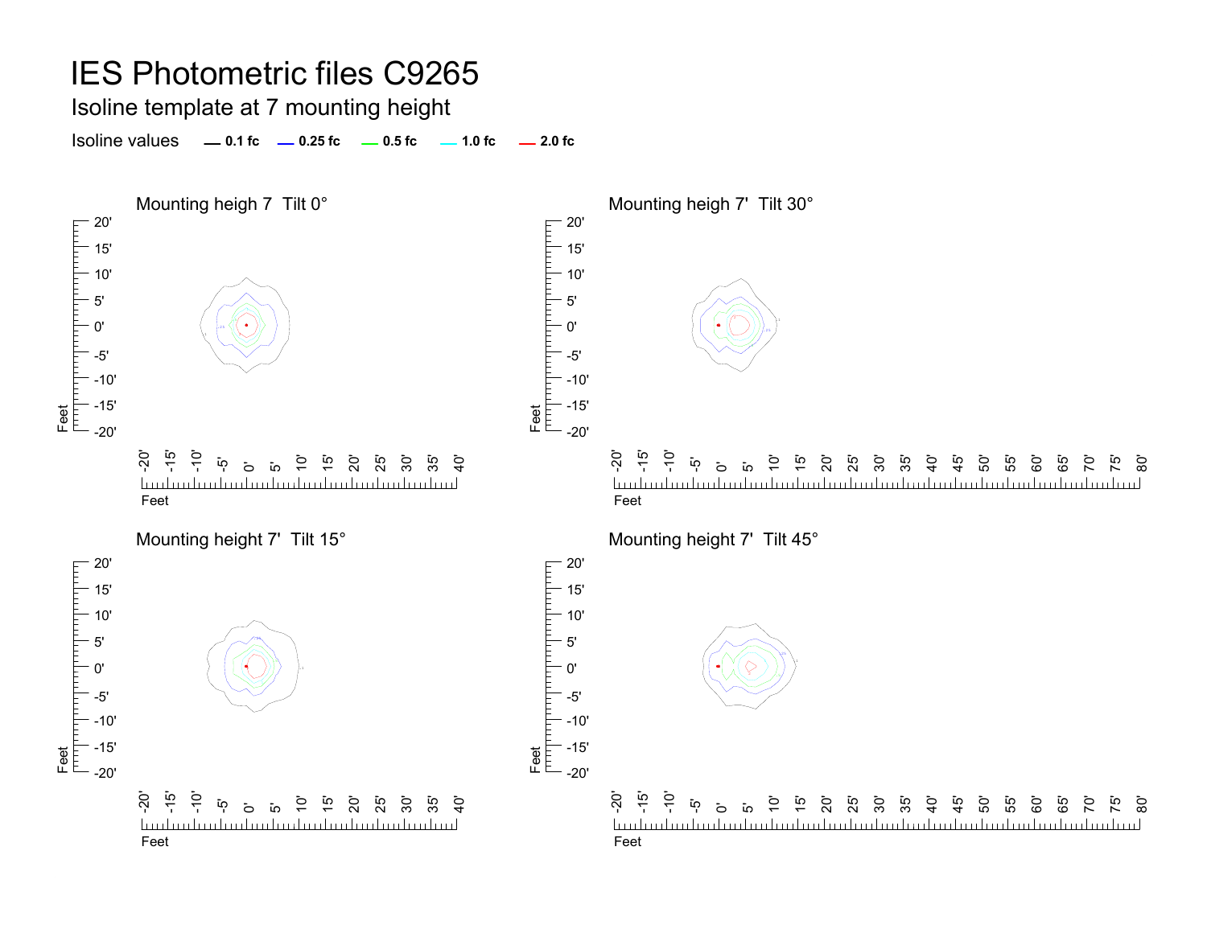# IES Photometric files C9265

## Isoline template at 7 mounting height

Isoline values — 0.1 fc — 0.25 fc — 0.5 fc — 1.0 fc — 2.0 fc

### Mounting heigh 7  Tilt 0°

### Mounting heigh 7'  Tilt 30°

### Mounting height 7'  Tilt 15°

### Mounting height 7'  Tilt 45°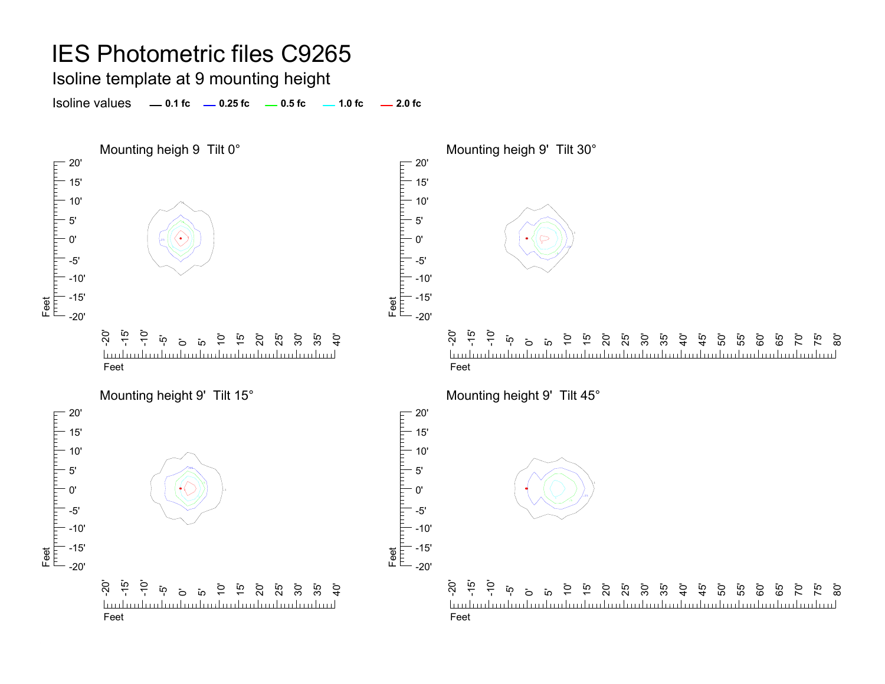# IES Photometric files C9265

## Isoline template at 9 mounting height

Isoline values — 0.1 fc — 0.25 fc — 0.5 fc — 1.0 fc — 2.0 fc

### Mounting heigh 9 Tilt 0°

### Mounting heigh 9' Tilt 30°

### Mounting height 9' Tilt 15°

### Mounting height 9' Tilt 45°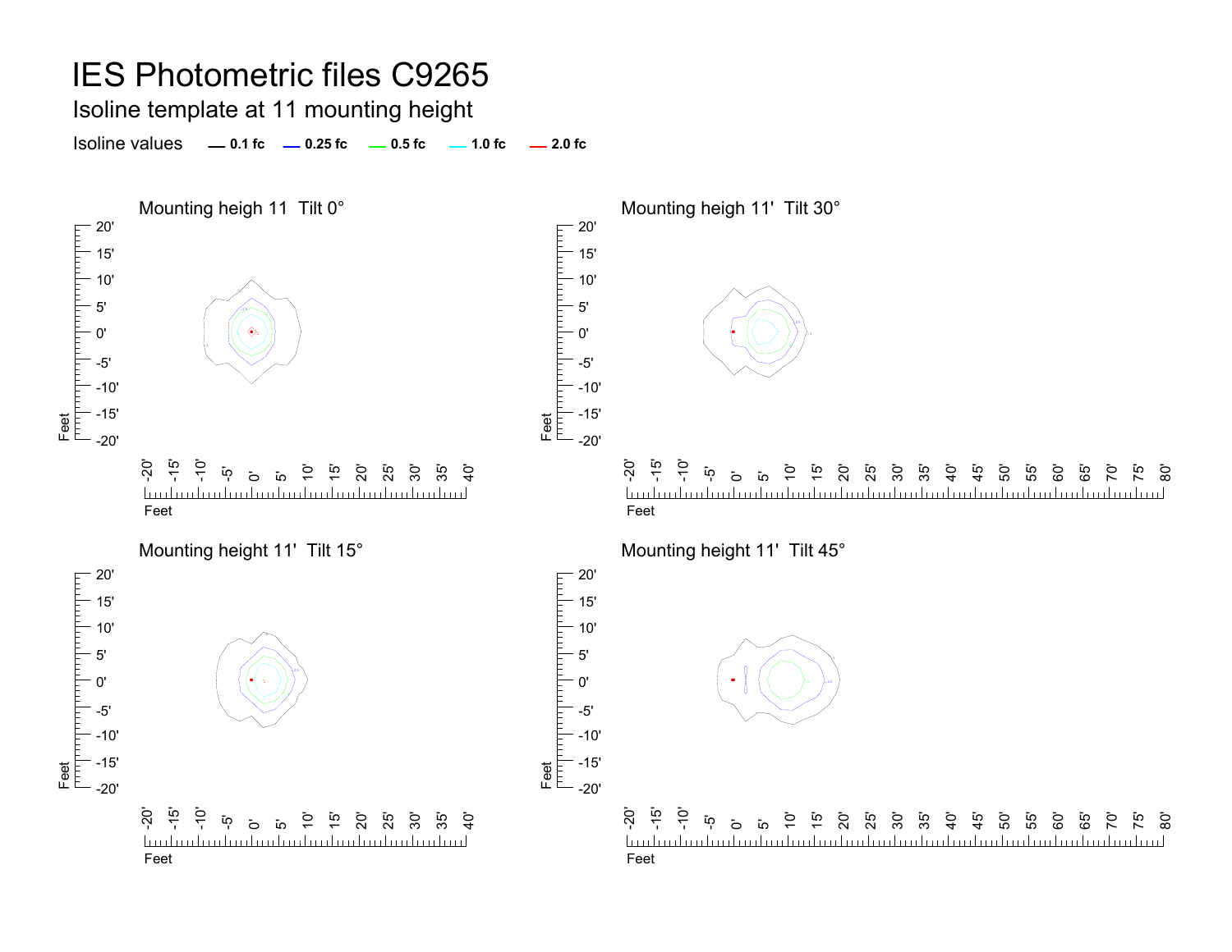# IES Photometric files C9265

## Isoline template at 11 mounting height

Isoline values — 0.1 fc — 0.25 fc — 0.5 fc — 1.0 fc — 2.0 fc

### Mounting heigh 11  Tilt 0°

### Mounting heigh 11'  Tilt 30°

### Mounting height 11'  Tilt 15°

### Mounting height 11'  Tilt 45°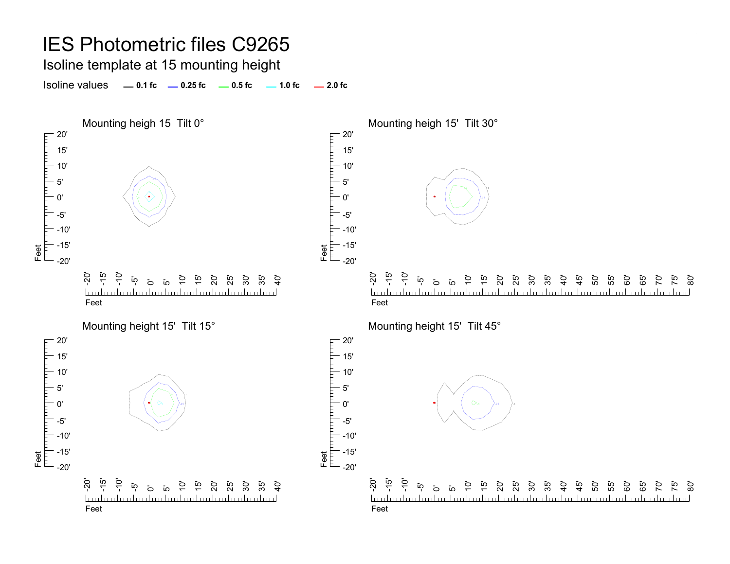# IES Photometric files C9265

## Isoline template at 15 mounting height

Isoline values — 0.1 fc — 0.25 fc — 0.5 fc — 1.0 fc — 2.0 fc

Mounting heigh 15  Tilt 0°

Mounting heigh 15'  Tilt 30°

Mounting height 15'  Tilt 15°

Mounting height 15'  Tilt 45°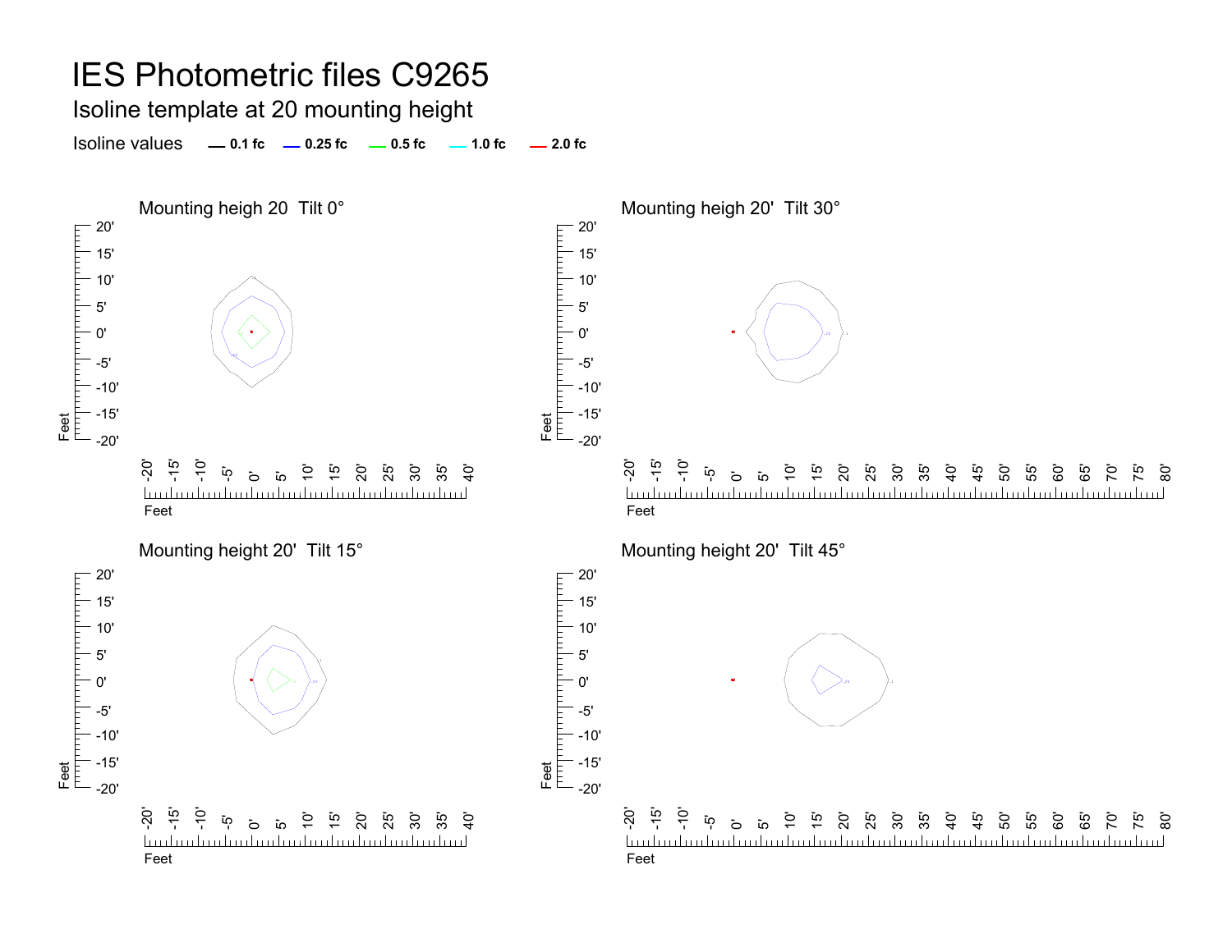# IES Photometric files C9265

## Isoline template at 20 mounting height

Isoline values — 0.1 fc — 0.25 fc — 0.5 fc — 1.0 fc — 2.0 fc

Mounting heigh 20  Tilt 0°

Mounting heigh 20'  Tilt 30°

Mounting height 20'  Tilt 15°

Mounting height 20'  Tilt 45°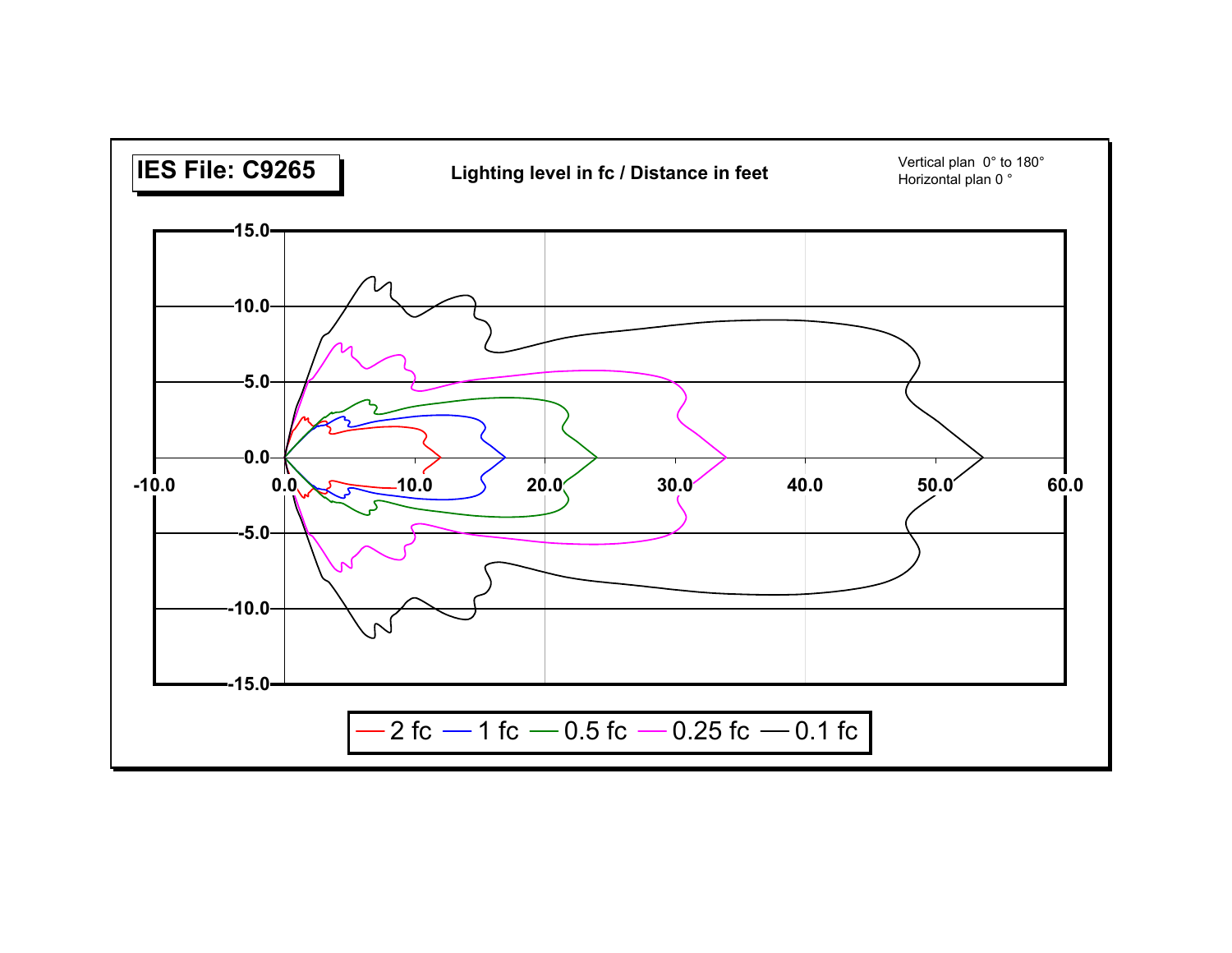**IES File: C9265**

**Lighting level in fc / Distance in feet**

Vertical plan 0° to 180°
Horizontal plan 0 °

15.0
10.0
5.0
0.0
-5.0
-10.0
-15.0

-10.0
0.0
10.0
20.0
30.0
40.0
50.0
60.0

2 fc — 1 fc — 0.5 fc — 0.25 fc — 0.1 fc